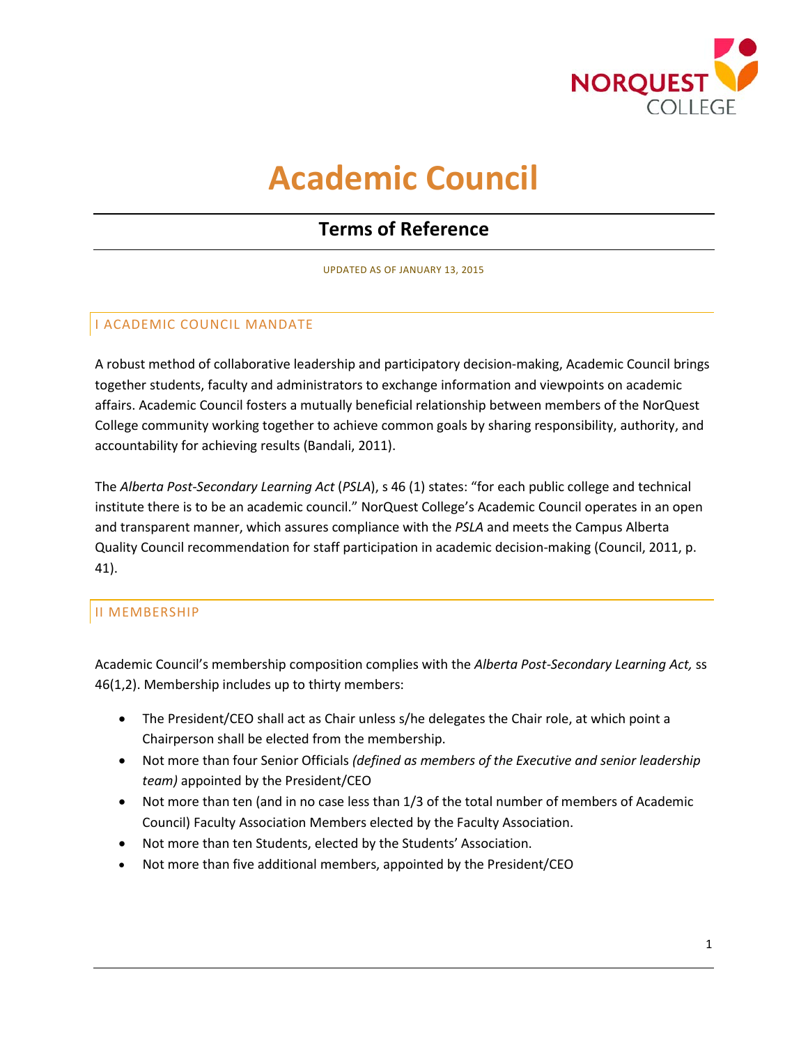# Academic Council

## Terms of Reference

UPDATED AS OF JANUARY 13, 2015

### I ACADEMIC COUNCIL MANDATE

A robust method of collaborative leadership and participatory decision-making, Academic Council brings together students, faculty and administrators to exchange information and viewpoints on academic affairs. Academic Council fosters a mutually beneficial relationship between members of the NorQuest College community working together to achieve common goals by sharing responsibility, authority, and accountability for achieving results (Bandali, 2011).

The *Alberta Post-Secondary Learning Act* (*PSLA*), s 46 (1) states: "for each public college and technical institute there is to be an academic council." NorQuest College's Academic Council operates in an open and transparent manner, which assures compliance with the *PSLA* and meets the Campus Alberta Quality Council recommendation for staff participation in academic decision-making (Council, 2011, p. 41).

### II MEMBERSHIP

Academic Council's membership composition complies with the *Alberta Post-Secondary Learning Act,* ss 46(1,2). Membership includes up to thirty members:

- The President/CEO shall act as Chair unless s/he delegates the Chair role, at which point a Chairperson shall be elected from the membership.
- Not more than four Senior Officials *(defined as members of the Executive and senior leadership team)* appointed by the President/CEO
- Not more than ten (and in no case less than 1/3 of the total number of members of Academic Council) Faculty Association Members elected by the Faculty Association.
- Not more than ten Students, elected by the Students' Association.
- Not more than five additional members, appointed by the President/CEO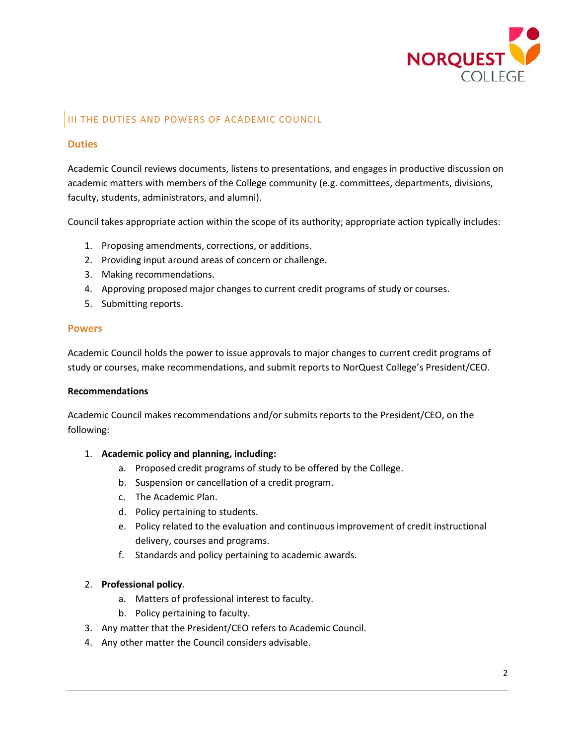## III THE DUTIES AND POWERS OF ACADEMIC COUNCIL

### Duties

Academic Council reviews documents, listens to presentations, and engages in productive discussion on academic matters with members of the College community (e.g. committees, departments, divisions, faculty, students, administrators, and alumni).

Council takes appropriate action within the scope of its authority; appropriate action typically includes:

1. Proposing amendments, corrections, or additions.
2. Providing input around areas of concern or challenge.
3. Making recommendations.
4. Approving proposed major changes to current credit programs of study or courses.
5. Submitting reports.

### Powers

Academic Council holds the power to issue approvals to major changes to current credit programs of study or courses, make recommendations, and submit reports to NorQuest College's President/CEO.

**Recommendations**

Academic Council makes recommendations and/or submits reports to the President/CEO, on the following:

1. **Academic policy and planning, including:**
   a. Proposed credit programs of study to be offered by the College.
   b. Suspension or cancellation of a credit program.
   c. The Academic Plan.
   d. Policy pertaining to students.
   e. Policy related to the evaluation and continuous improvement of credit instructional delivery, courses and programs.
   f. Standards and policy pertaining to academic awards.

2. **Professional policy**.
   a. Matters of professional interest to faculty.
   b. Policy pertaining to faculty.
3. Any matter that the President/CEO refers to Academic Council.
4. Any other matter the Council considers advisable.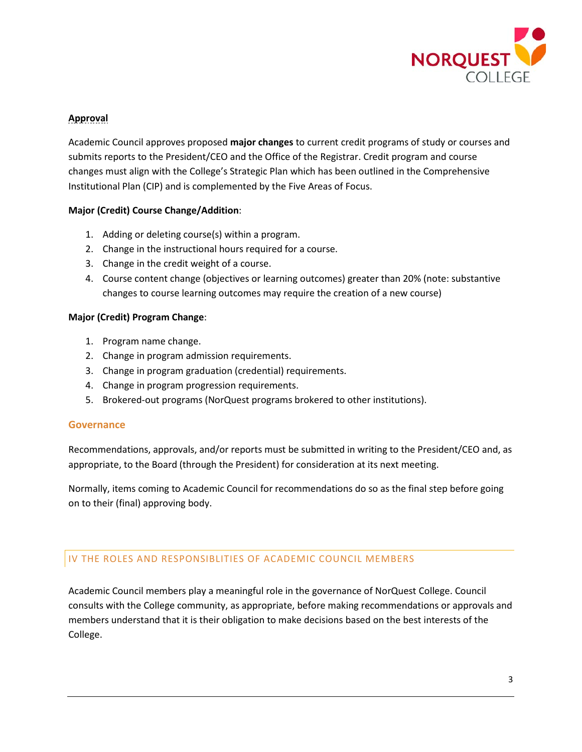**Approval**

Academic Council approves proposed **major changes** to current credit programs of study or courses and submits reports to the President/CEO and the Office of the Registrar. Credit program and course changes must align with the College's Strategic Plan which has been outlined in the Comprehensive Institutional Plan (CIP) and is complemented by the Five Areas of Focus.

**Major (Credit) Course Change/Addition**:

1. Adding or deleting course(s) within a program.
2. Change in the instructional hours required for a course.
3. Change in the credit weight of a course.
4. Course content change (objectives or learning outcomes) greater than 20% (note: substantive changes to course learning outcomes may require the creation of a new course)

**Major (Credit) Program Change**:

1. Program name change.
2. Change in program admission requirements.
3. Change in program graduation (credential) requirements.
4. Change in program progression requirements.
5. Brokered-out programs (NorQuest programs brokered to other institutions).

### Governance

Recommendations, approvals, and/or reports must be submitted in writing to the President/CEO and, as appropriate, to the Board (through the President) for consideration at its next meeting.

Normally, items coming to Academic Council for recommendations do so as the final step before going on to their (final) approving body.

## IV THE ROLES AND RESPONSIBLITIES OF ACADEMIC COUNCIL MEMBERS

Academic Council members play a meaningful role in the governance of NorQuest College. Council consults with the College community, as appropriate, before making recommendations or approvals and members understand that it is their obligation to make decisions based on the best interests of the College.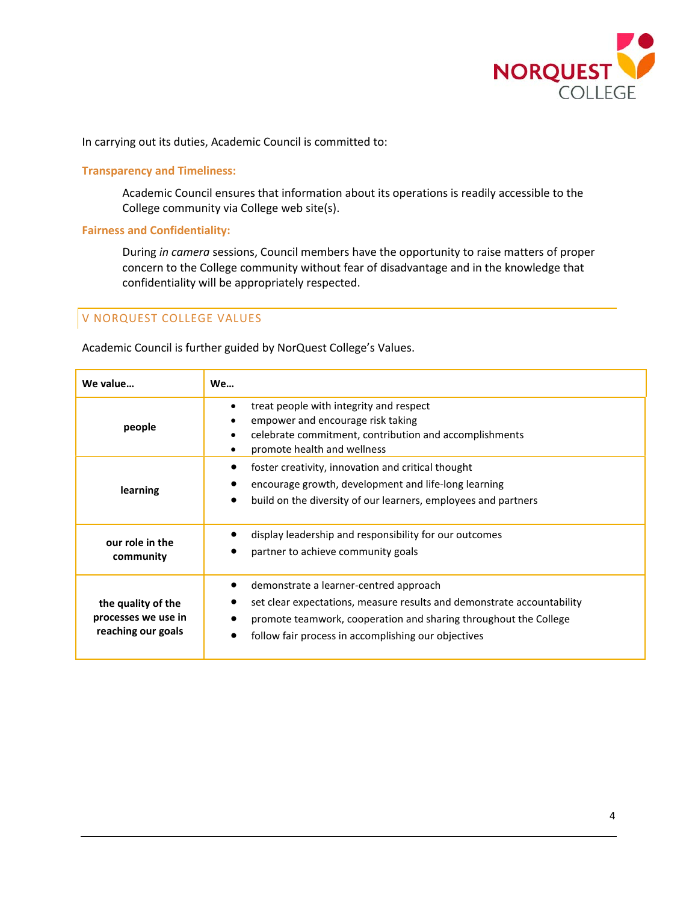In carrying out its duties, Academic Council is committed to:

**Transparency and Timeliness:**

Academic Council ensures that information about its operations is readily accessible to the College community via College web site(s).

**Fairness and Confidentiality:**

During *in camera* sessions, Council members have the opportunity to raise matters of proper concern to the College community without fear of disadvantage and in the knowledge that confidentiality will be appropriately respected.

## V NORQUEST COLLEGE VALUES

Academic Council is further guided by NorQuest College's Values.

| We value… | We… |
|---|---|
| **people** | • treat people with integrity and respect<br>• empower and encourage risk taking<br>• celebrate commitment, contribution and accomplishments<br>• promote health and wellness |
| **learning** | • foster creativity, innovation and critical thought<br>• encourage growth, development and life-long learning<br>• build on the diversity of our learners, employees and partners |
| **our role in the community** | • display leadership and responsibility for our outcomes<br>• partner to achieve community goals |
| **the quality of the processes we use in reaching our goals** | • demonstrate a learner-centred approach<br>• set clear expectations, measure results and demonstrate accountability<br>• promote teamwork, cooperation and sharing throughout the College<br>• follow fair process in accomplishing our objectives |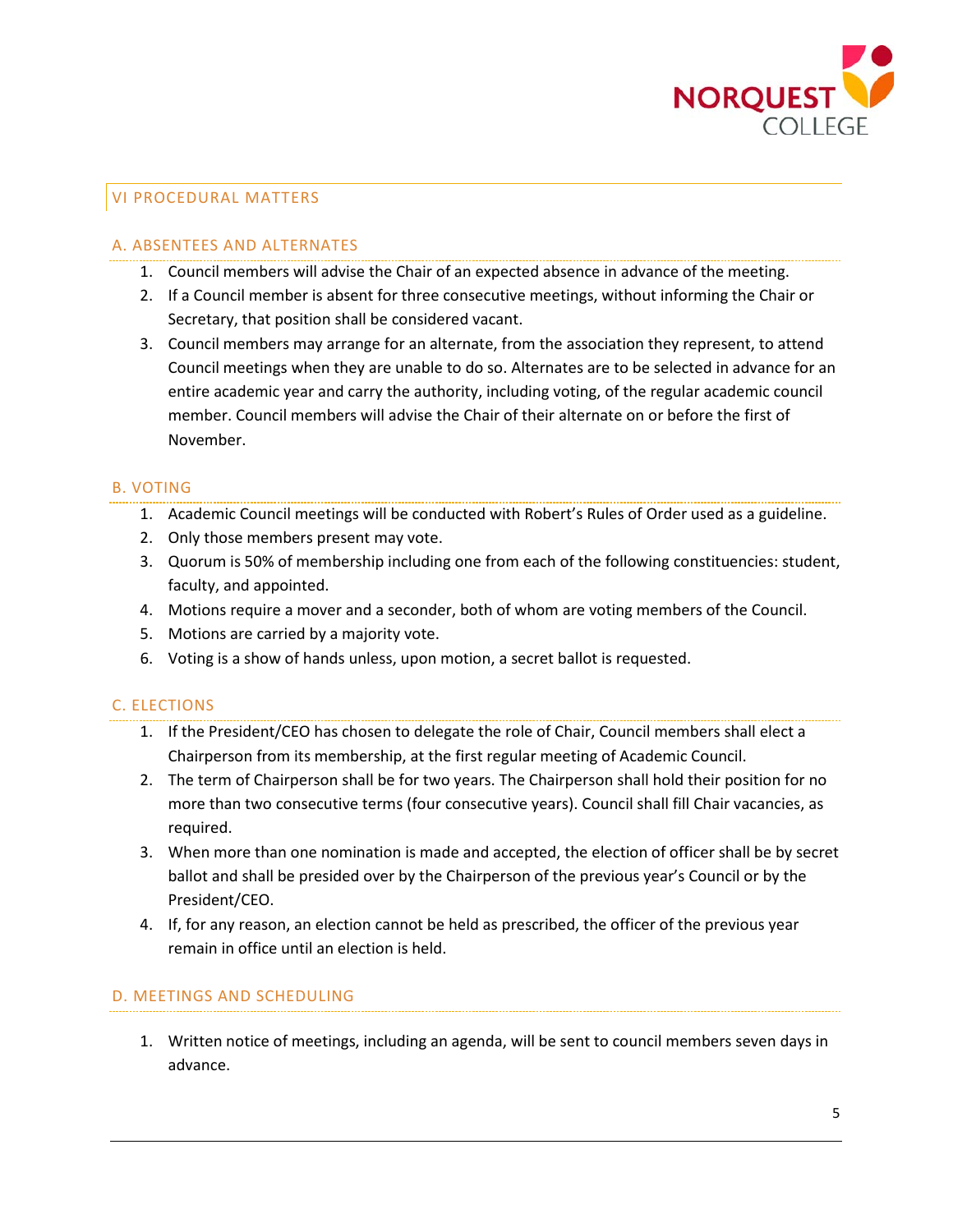## VI PROCEDURAL MATTERS

### A. ABSENTEES AND ALTERNATES

1. Council members will advise the Chair of an expected absence in advance of the meeting.
2. If a Council member is absent for three consecutive meetings, without informing the Chair or Secretary, that position shall be considered vacant.
3. Council members may arrange for an alternate, from the association they represent, to attend Council meetings when they are unable to do so. Alternates are to be selected in advance for an entire academic year and carry the authority, including voting, of the regular academic council member. Council members will advise the Chair of their alternate on or before the first of November.

### B. VOTING

1. Academic Council meetings will be conducted with Robert's Rules of Order used as a guideline.
2. Only those members present may vote.
3. Quorum is 50% of membership including one from each of the following constituencies: student, faculty, and appointed.
4. Motions require a mover and a seconder, both of whom are voting members of the Council.
5. Motions are carried by a majority vote.
6. Voting is a show of hands unless, upon motion, a secret ballot is requested.

### C. ELECTIONS

1. If the President/CEO has chosen to delegate the role of Chair, Council members shall elect a Chairperson from its membership, at the first regular meeting of Academic Council.
2. The term of Chairperson shall be for two years. The Chairperson shall hold their position for no more than two consecutive terms (four consecutive years). Council shall fill Chair vacancies, as required.
3. When more than one nomination is made and accepted, the election of officer shall be by secret ballot and shall be presided over by the Chairperson of the previous year's Council or by the President/CEO.
4. If, for any reason, an election cannot be held as prescribed, the officer of the previous year remain in office until an election is held.

### D. MEETINGS AND SCHEDULING

1. Written notice of meetings, including an agenda, will be sent to council members seven days in advance.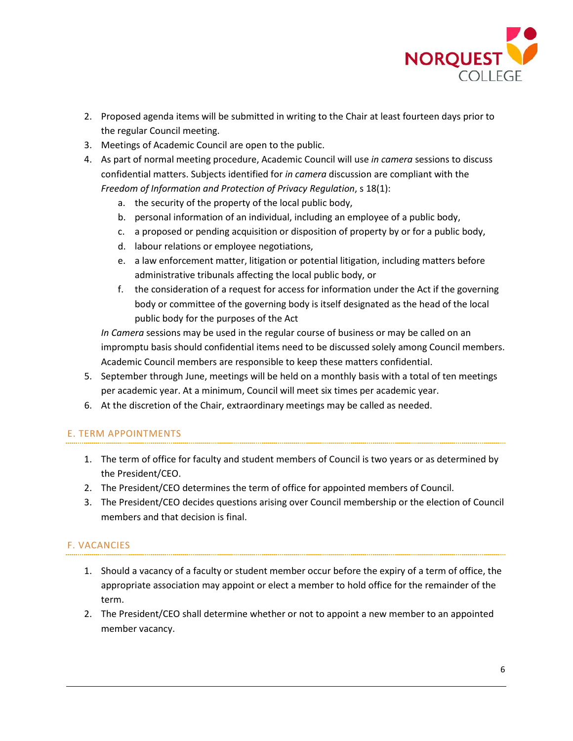2. Proposed agenda items will be submitted in writing to the Chair at least fourteen days prior to the regular Council meeting.
3. Meetings of Academic Council are open to the public.
4. As part of normal meeting procedure, Academic Council will use *in camera* sessions to discuss confidential matters. Subjects identified for *in camera* discussion are compliant with the *Freedom of Information and Protection of Privacy Regulation*, s 18(1):
    a. the security of the property of the local public body,
    b. personal information of an individual, including an employee of a public body,
    c. a proposed or pending acquisition or disposition of property by or for a public body,
    d. labour relations or employee negotiations,
    e. a law enforcement matter, litigation or potential litigation, including matters before administrative tribunals affecting the local public body, or
    f. the consideration of a request for access for information under the Act if the governing body or committee of the governing body is itself designated as the head of the local public body for the purposes of the Act

    *In Camera* sessions may be used in the regular course of business or may be called on an impromptu basis should confidential items need to be discussed solely among Council members. Academic Council members are responsible to keep these matters confidential.
5. September through June, meetings will be held on a monthly basis with a total of ten meetings per academic year. At a minimum, Council will meet six times per academic year.
6. At the discretion of the Chair, extraordinary meetings may be called as needed.

## E. TERM APPOINTMENTS

1. The term of office for faculty and student members of Council is two years or as determined by the President/CEO.
2. The President/CEO determines the term of office for appointed members of Council.
3. The President/CEO decides questions arising over Council membership or the election of Council members and that decision is final.

## F. VACANCIES

1. Should a vacancy of a faculty or student member occur before the expiry of a term of office, the appropriate association may appoint or elect a member to hold office for the remainder of the term.
2. The President/CEO shall determine whether or not to appoint a new member to an appointed member vacancy.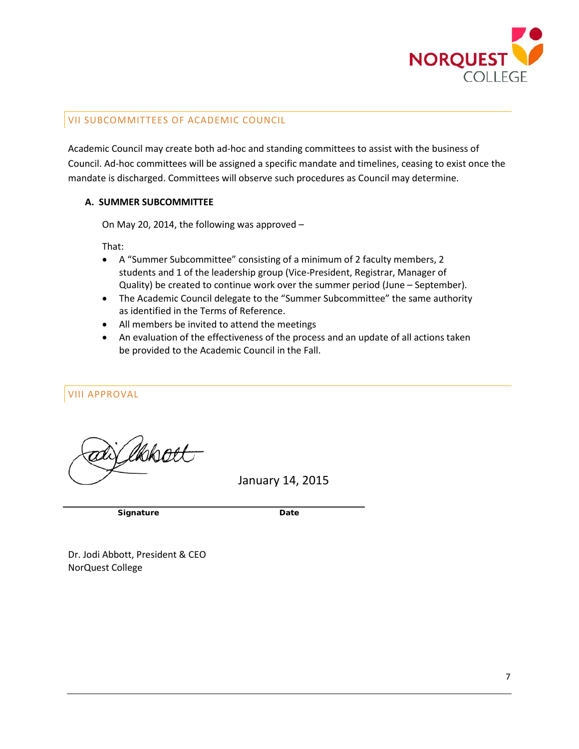## VII SUBCOMMITTEES OF ACADEMIC COUNCIL

Academic Council may create both ad-hoc and standing committees to assist with the business of Council. Ad-hoc committees will be assigned a specific mandate and timelines, ceasing to exist once the mandate is discharged. Committees will observe such procedures as Council may determine.

### A. SUMMER SUBCOMMITTEE

On May 20, 2014, the following was approved –

That:

- A "Summer Subcommittee" consisting of a minimum of 2 faculty members, 2 students and 1 of the leadership group (Vice-President, Registrar, Manager of Quality) be created to continue work over the summer period (June – September).
- The Academic Council delegate to the "Summer Subcommittee" the same authority as identified in the Terms of Reference.
- All members be invited to attend the meetings
- An evaluation of the effectiveness of the process and an update of all actions taken be provided to the Academic Council in the Fall.

## VIII APPROVAL

January 14, 2015

| **Signature** | **Date** |
|---|---|

Dr. Jodi Abbott, President & CEO
NorQuest College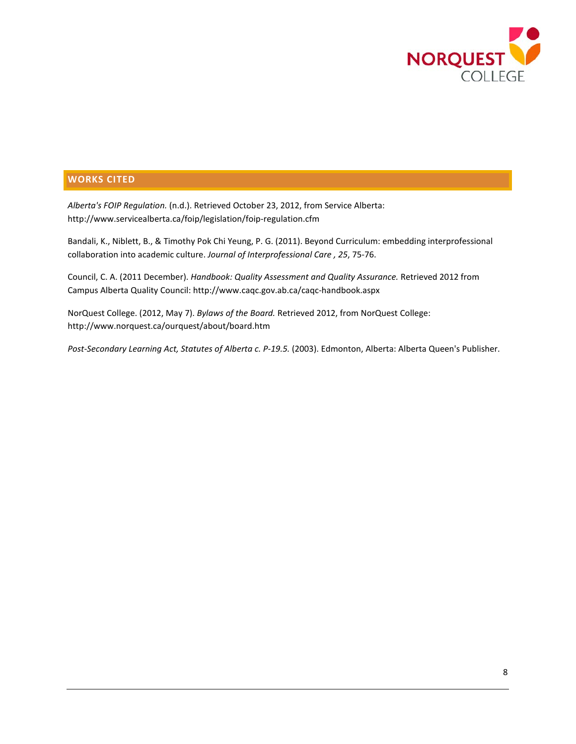## WORKS CITED

*Alberta's FOIP Regulation.* (n.d.). Retrieved October 23, 2012, from Service Alberta: http://www.servicealberta.ca/foip/legislation/foip-regulation.cfm

Bandali, K., Niblett, B., & Timothy Pok Chi Yeung, P. G. (2011). Beyond Curriculum: embedding interprofessional collaboration into academic culture. *Journal of Interprofessional Care , 25*, 75-76.

Council, C. A. (2011 December). *Handbook: Quality Assessment and Quality Assurance.* Retrieved 2012 from Campus Alberta Quality Council: http://www.caqc.gov.ab.ca/caqc-handbook.aspx

NorQuest College. (2012, May 7). *Bylaws of the Board.* Retrieved 2012, from NorQuest College: http://www.norquest.ca/ourquest/about/board.htm

*Post-Secondary Learning Act, Statutes of Alberta c. P-19.5.* (2003). Edmonton, Alberta: Alberta Queen's Publisher.